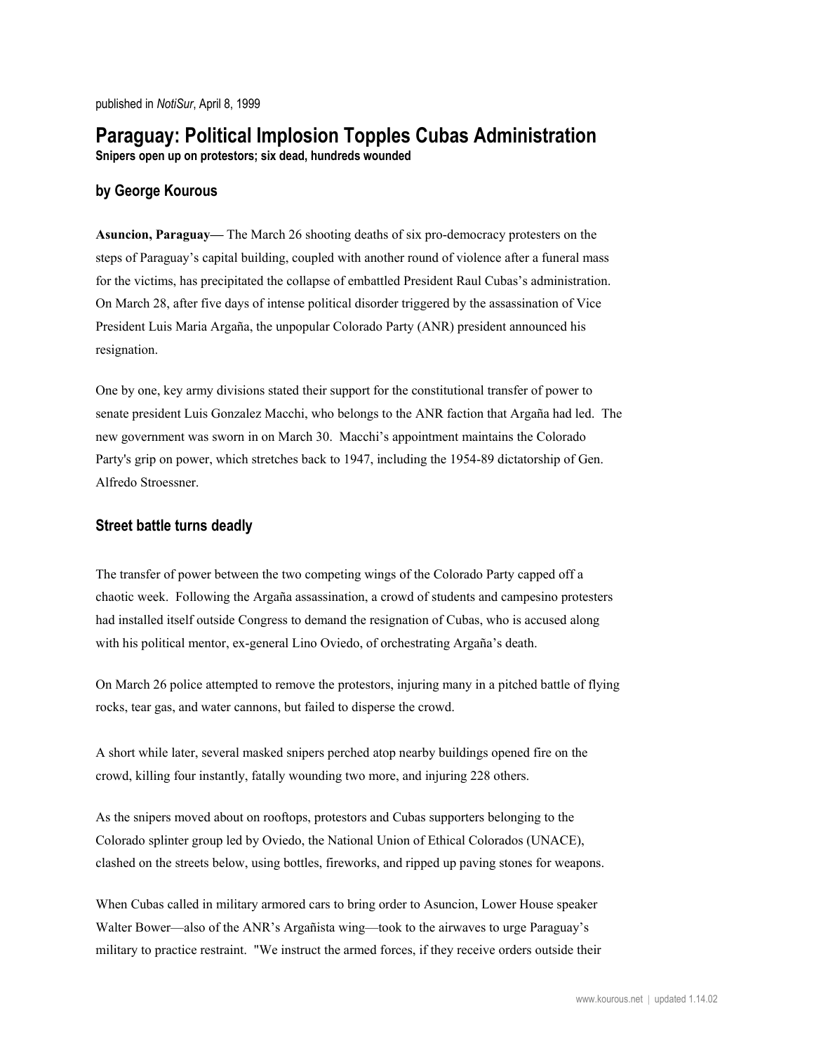published in *NotiSur*, April 8, 1999

# Paraguay: Political Implosion Topples Cubas Administration

**Snipers open up on protestors; six dead, hundreds wounded**

### by George Kourous

**Asuncion, Paraguay—** The March 26 shooting deaths of six pro-democracy protesters on the steps of Paraguay's capital building, coupled with another round of violence after a funeral mass for the victims, has precipitated the collapse of embattled President Raul Cubas's administration. On March 28, after five days of intense political disorder triggered by the assassination of Vice President Luis Maria Argaña, the unpopular Colorado Party (ANR) president announced his resignation.

One by one, key army divisions stated their support for the constitutional transfer of power to senate president Luis Gonzalez Macchi, who belongs to the ANR faction that Argaña had led. The new government was sworn in on March 30. Macchi's appointment maintains the Colorado Party's grip on power, which stretches back to 1947, including the 1954-89 dictatorship of Gen. Alfredo Stroessner.

## Street battle turns deadly

The transfer of power between the two competing wings of the Colorado Party capped off a chaotic week. Following the Argaña assassination, a crowd of students and campesino protesters had installed itself outside Congress to demand the resignation of Cubas, who is accused along with his political mentor, ex-general Lino Oviedo, of orchestrating Argaña's death.

On March 26 police attempted to remove the protestors, injuring many in a pitched battle of flying rocks, tear gas, and water cannons, but failed to disperse the crowd.

A short while later, several masked snipers perched atop nearby buildings opened fire on the crowd, killing four instantly, fatally wounding two more, and injuring 228 others.

As the snipers moved about on rooftops, protestors and Cubas supporters belonging to the Colorado splinter group led by Oviedo, the National Union of Ethical Colorados (UNACE), clashed on the streets below, using bottles, fireworks, and ripped up paving stones for weapons.

When Cubas called in military armored cars to bring order to Asuncion, Lower House speaker Walter Bower—also of the ANR's Argañista wing—took to the airwaves to urge Paraguay's military to practice restraint. "We instruct the armed forces, if they receive orders outside their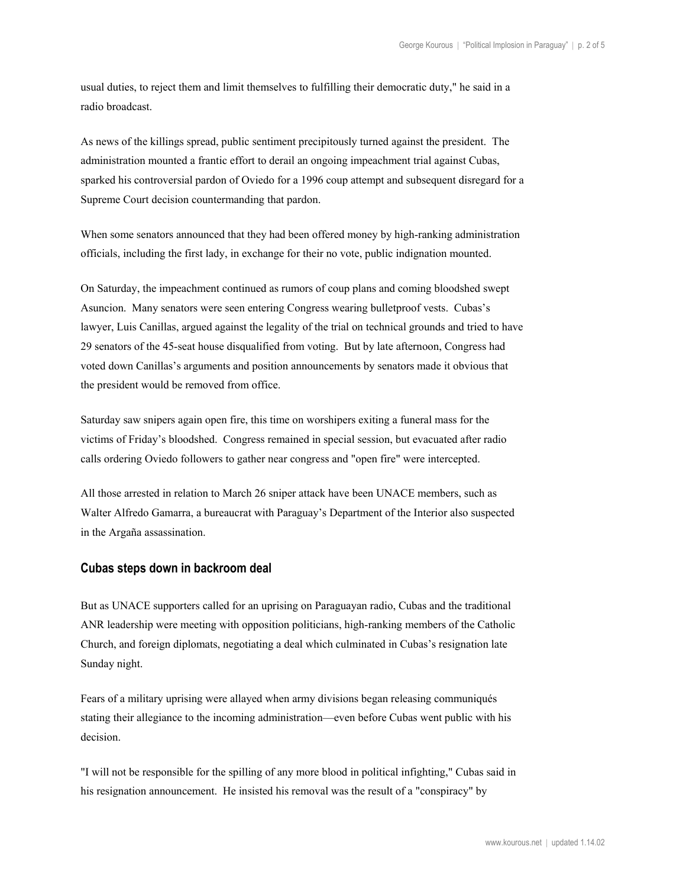usual duties, to reject them and limit themselves to fulfilling their democratic duty," he said in a radio broadcast.

As news of the killings spread, public sentiment precipitously turned against the president. The administration mounted a frantic effort to derail an ongoing impeachment trial against Cubas, sparked his controversial pardon of Oviedo for a 1996 coup attempt and subsequent disregard for a Supreme Court decision countermanding that pardon.

When some senators announced that they had been offered money by high-ranking administration officials, including the first lady, in exchange for their no vote, public indignation mounted.

On Saturday, the impeachment continued as rumors of coup plans and coming bloodshed swept Asuncion. Many senators were seen entering Congress wearing bulletproof vests. Cubas's lawyer, Luis Canillas, argued against the legality of the trial on technical grounds and tried to have 29 senators of the 45-seat house disqualified from voting. But by late afternoon, Congress had voted down Canillas's arguments and position announcements by senators made it obvious that the president would be removed from office.

Saturday saw snipers again open fire, this time on worshipers exiting a funeral mass for the victims of Friday's bloodshed. Congress remained in special session, but evacuated after radio calls ordering Oviedo followers to gather near congress and "open fire" were intercepted.

All those arrested in relation to March 26 sniper attack have been UNACE members, such as Walter Alfredo Gamarra, a bureaucrat with Paraguay's Department of the Interior also suspected in the Argaña assassination.

## Cubas steps down in backroom deal

But as UNACE supporters called for an uprising on Paraguayan radio, Cubas and the traditional ANR leadership were meeting with opposition politicians, high-ranking members of the Catholic Church, and foreign diplomats, negotiating a deal which culminated in Cubas's resignation late Sunday night.

Fears of a military uprising were allayed when army divisions began releasing communiqués stating their allegiance to the incoming administration—even before Cubas went public with his decision.

"I will not be responsible for the spilling of any more blood in political infighting," Cubas said in his resignation announcement. He insisted his removal was the result of a "conspiracy" by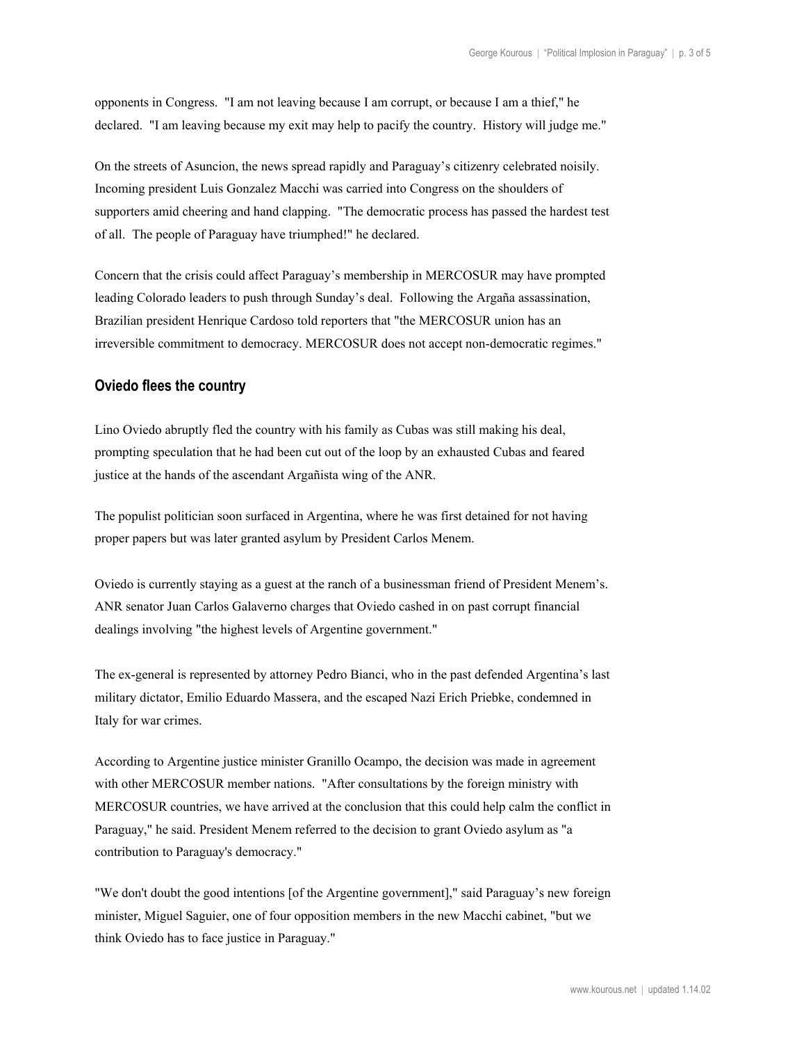opponents in Congress.  "I am not leaving because I am corrupt, or because I am a thief," he declared.  "I am leaving because my exit may help to pacify the country.  History will judge me."

On the streets of Asuncion, the news spread rapidly and Paraguay's citizenry celebrated noisily. Incoming president Luis Gonzalez Macchi was carried into Congress on the shoulders of supporters amid cheering and hand clapping.  "The democratic process has passed the hardest test of all.  The people of Paraguay have triumphed!" he declared.

Concern that the crisis could affect Paraguay's membership in MERCOSUR may have prompted leading Colorado leaders to push through Sunday's deal.  Following the Argaña assassination, Brazilian president Henrique Cardoso told reporters that "the MERCOSUR union has an irreversible commitment to democracy. MERCOSUR does not accept non-democratic regimes."

## Oviedo flees the country

Lino Oviedo abruptly fled the country with his family as Cubas was still making his deal, prompting speculation that he had been cut out of the loop by an exhausted Cubas and feared justice at the hands of the ascendant Argañista wing of the ANR.

The populist politician soon surfaced in Argentina, where he was first detained for not having proper papers but was later granted asylum by President Carlos Menem.

Oviedo is currently staying as a guest at the ranch of a businessman friend of President Menem's. ANR senator Juan Carlos Galaverno charges that Oviedo cashed in on past corrupt financial dealings involving "the highest levels of Argentine government."

The ex-general is represented by attorney Pedro Bianci, who in the past defended Argentina's last military dictator, Emilio Eduardo Massera, and the escaped Nazi Erich Priebke, condemned in Italy for war crimes.

According to Argentine justice minister Granillo Ocampo, the decision was made in agreement with other MERCOSUR member nations.  "After consultations by the foreign ministry with MERCOSUR countries, we have arrived at the conclusion that this could help calm the conflict in Paraguay," he said. President Menem referred to the decision to grant Oviedo asylum as "a contribution to Paraguay's democracy."

"We don't doubt the good intentions [of the Argentine government]," said Paraguay's new foreign minister, Miguel Saguier, one of four opposition members in the new Macchi cabinet, "but we think Oviedo has to face justice in Paraguay."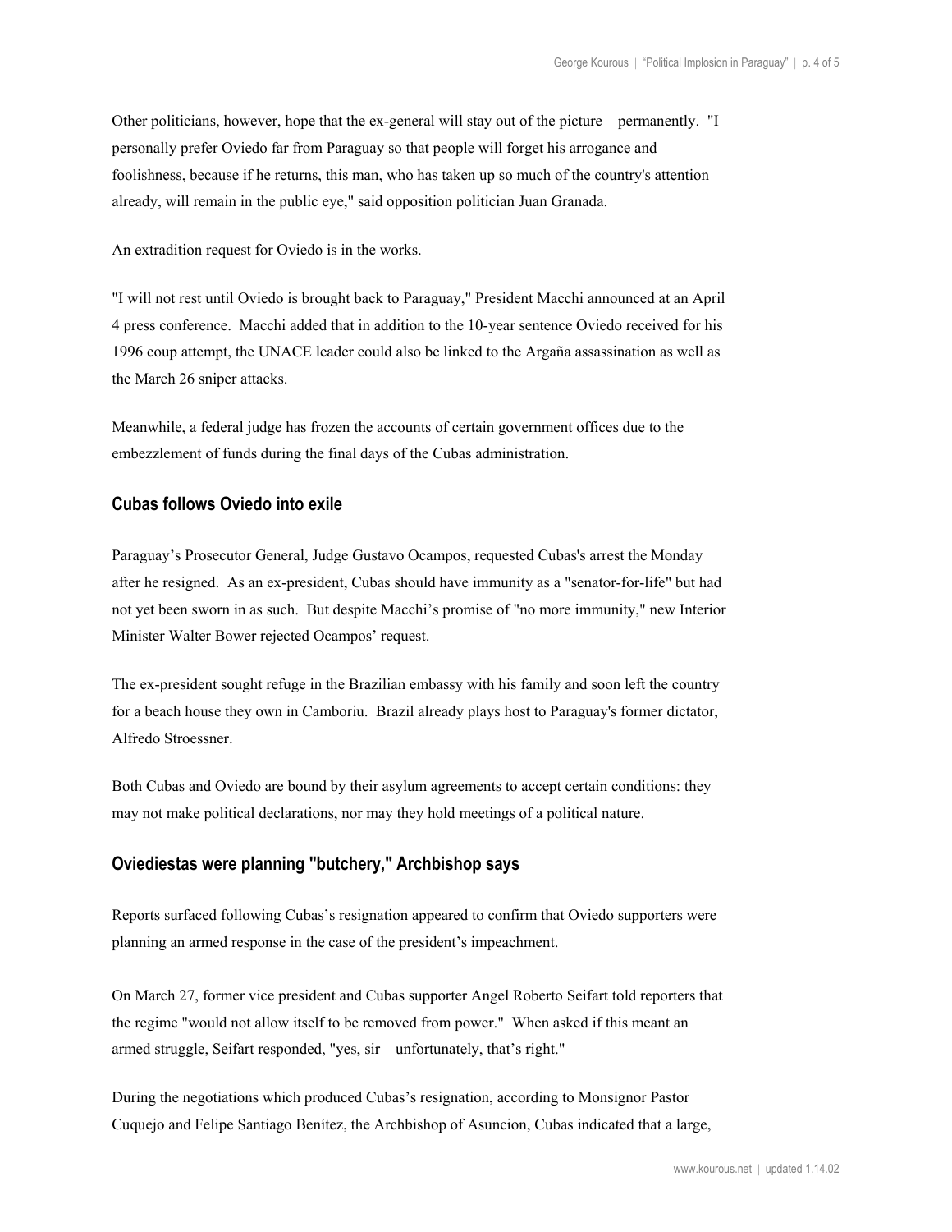Other politicians, however, hope that the ex-general will stay out of the picture—permanently. "I personally prefer Oviedo far from Paraguay so that people will forget his arrogance and foolishness, because if he returns, this man, who has taken up so much of the country's attention already, will remain in the public eye," said opposition politician Juan Granada.

An extradition request for Oviedo is in the works.

"I will not rest until Oviedo is brought back to Paraguay," President Macchi announced at an April 4 press conference. Macchi added that in addition to the 10-year sentence Oviedo received for his 1996 coup attempt, the UNACE leader could also be linked to the Argaña assassination as well as the March 26 sniper attacks.

Meanwhile, a federal judge has frozen the accounts of certain government offices due to the embezzlement of funds during the final days of the Cubas administration.

## Cubas follows Oviedo into exile

Paraguay's Prosecutor General, Judge Gustavo Ocampos, requested Cubas's arrest the Monday after he resigned. As an ex-president, Cubas should have immunity as a "senator-for-life" but had not yet been sworn in as such. But despite Macchi's promise of "no more immunity," new Interior Minister Walter Bower rejected Ocampos' request.

The ex-president sought refuge in the Brazilian embassy with his family and soon left the country for a beach house they own in Camboriu. Brazil already plays host to Paraguay's former dictator, Alfredo Stroessner.

Both Cubas and Oviedo are bound by their asylum agreements to accept certain conditions: they may not make political declarations, nor may they hold meetings of a political nature.

## Oviediestas were planning "butchery," Archbishop says

Reports surfaced following Cubas's resignation appeared to confirm that Oviedo supporters were planning an armed response in the case of the president's impeachment.

On March 27, former vice president and Cubas supporter Angel Roberto Seifart told reporters that the regime "would not allow itself to be removed from power." When asked if this meant an armed struggle, Seifart responded, "yes, sir—unfortunately, that's right."

During the negotiations which produced Cubas's resignation, according to Monsignor Pastor Cuquejo and Felipe Santiago Benítez, the Archbishop of Asuncion, Cubas indicated that a large,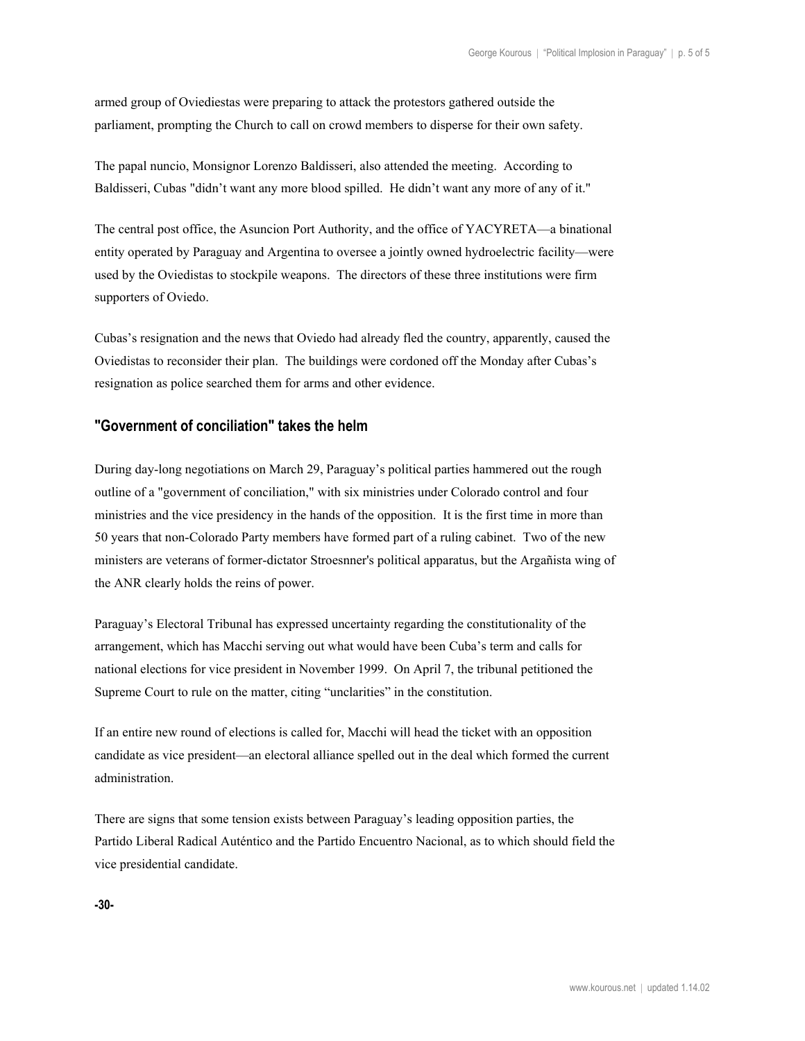armed group of Oviediestas were preparing to attack the protestors gathered outside the parliament, prompting the Church to call on crowd members to disperse for their own safety.

The papal nuncio, Monsignor Lorenzo Baldisseri, also attended the meeting. According to Baldisseri, Cubas "didn't want any more blood spilled. He didn't want any more of any of it."

The central post office, the Asuncion Port Authority, and the office of YACYRETA—a binational entity operated by Paraguay and Argentina to oversee a jointly owned hydroelectric facility—were used by the Oviedistas to stockpile weapons. The directors of these three institutions were firm supporters of Oviedo.

Cubas's resignation and the news that Oviedo had already fled the country, apparently, caused the Oviedistas to reconsider their plan. The buildings were cordoned off the Monday after Cubas's resignation as police searched them for arms and other evidence.

## "Government of conciliation" takes the helm

During day-long negotiations on March 29, Paraguay's political parties hammered out the rough outline of a "government of conciliation," with six ministries under Colorado control and four ministries and the vice presidency in the hands of the opposition. It is the first time in more than 50 years that non-Colorado Party members have formed part of a ruling cabinet. Two of the new ministers are veterans of former-dictator Stroesnner's political apparatus, but the Argañista wing of the ANR clearly holds the reins of power.

Paraguay's Electoral Tribunal has expressed uncertainty regarding the constitutionality of the arrangement, which has Macchi serving out what would have been Cuba's term and calls for national elections for vice president in November 1999. On April 7, the tribunal petitioned the Supreme Court to rule on the matter, citing "unclarities" in the constitution.

If an entire new round of elections is called for, Macchi will head the ticket with an opposition candidate as vice president—an electoral alliance spelled out in the deal which formed the current administration.

There are signs that some tension exists between Paraguay's leading opposition parties, the Partido Liberal Radical Auténtico and the Partido Encuentro Nacional, as to which should field the vice presidential candidate.

**-30-**